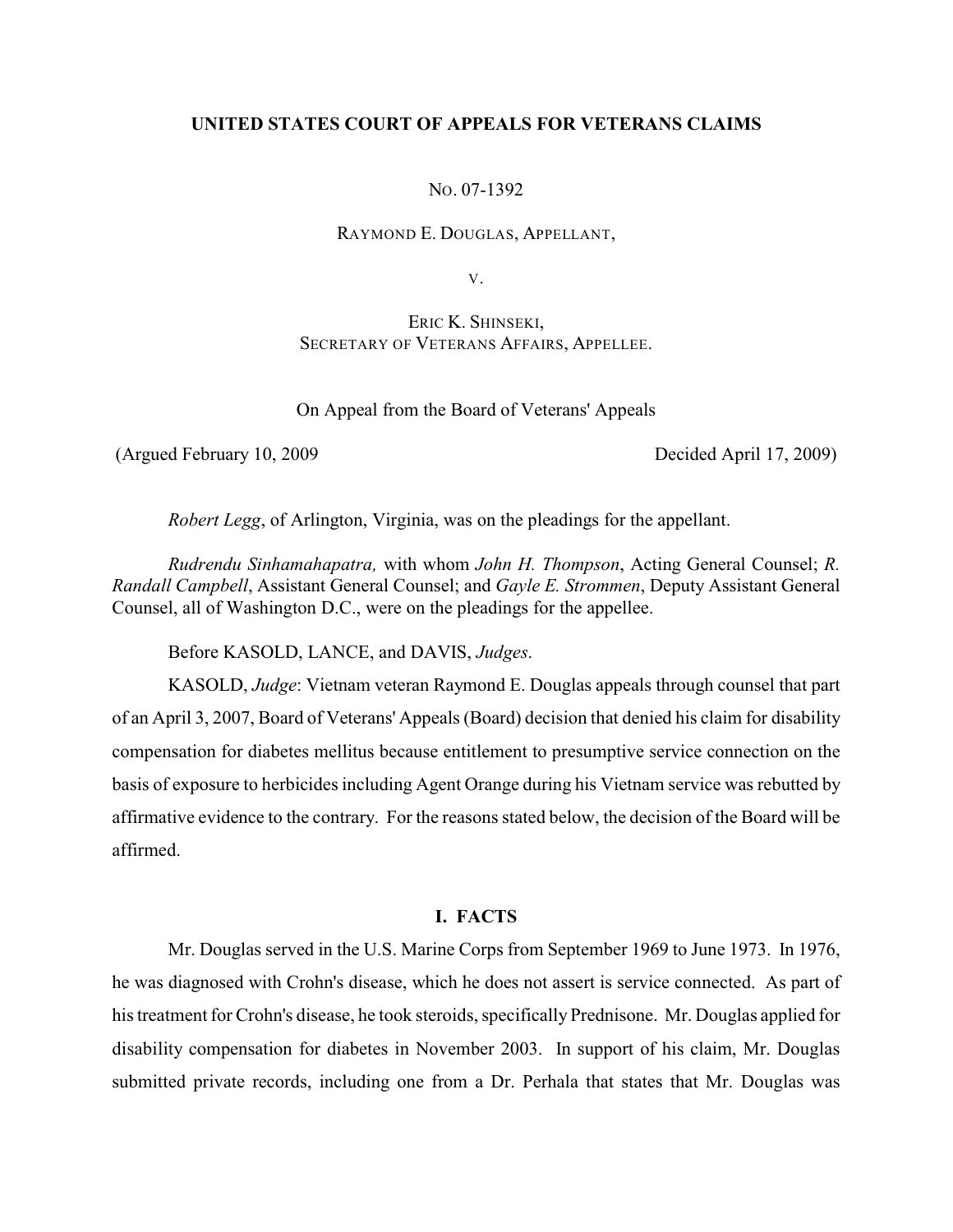# UNITED STATES COURT OF APPEALS FOR VETERANS CLAIMS

NO. 07-1392

RAYMOND E. DOUGLAS, APPELLANT,

V.

ERIC K. SHINSEKI,
SECRETARY OF VETERANS AFFAIRS, APPELLEE.

On Appeal from the Board of Veterans' Appeals

(Argued February 10, 2009 Decided April 17, 2009)

*Robert Legg*, of Arlington, Virginia, was on the pleadings for the appellant.

*Rudrendu Sinhamahapatra,* with whom *John H. Thompson*, Acting General Counsel; *R. Randall Campbell*, Assistant General Counsel; and *Gayle E. Strommen*, Deputy Assistant General Counsel, all of Washington D.C., were on the pleadings for the appellee.

Before KASOLD, LANCE, and DAVIS, *Judges*.

KASOLD, *Judge*: Vietnam veteran Raymond E. Douglas appeals through counsel that part of an April 3, 2007, Board of Veterans' Appeals (Board) decision that denied his claim for disability compensation for diabetes mellitus because entitlement to presumptive service connection on the basis of exposure to herbicides including Agent Orange during his Vietnam service was rebutted by affirmative evidence to the contrary. For the reasons stated below, the decision of the Board will be affirmed.

## I. FACTS

Mr. Douglas served in the U.S. Marine Corps from September 1969 to June 1973. In 1976, he was diagnosed with Crohn's disease, which he does not assert is service connected. As part of his treatment for Crohn's disease, he took steroids, specifically Prednisone. Mr. Douglas applied for disability compensation for diabetes in November 2003. In support of his claim, Mr. Douglas submitted private records, including one from a Dr. Perhala that states that Mr. Douglas was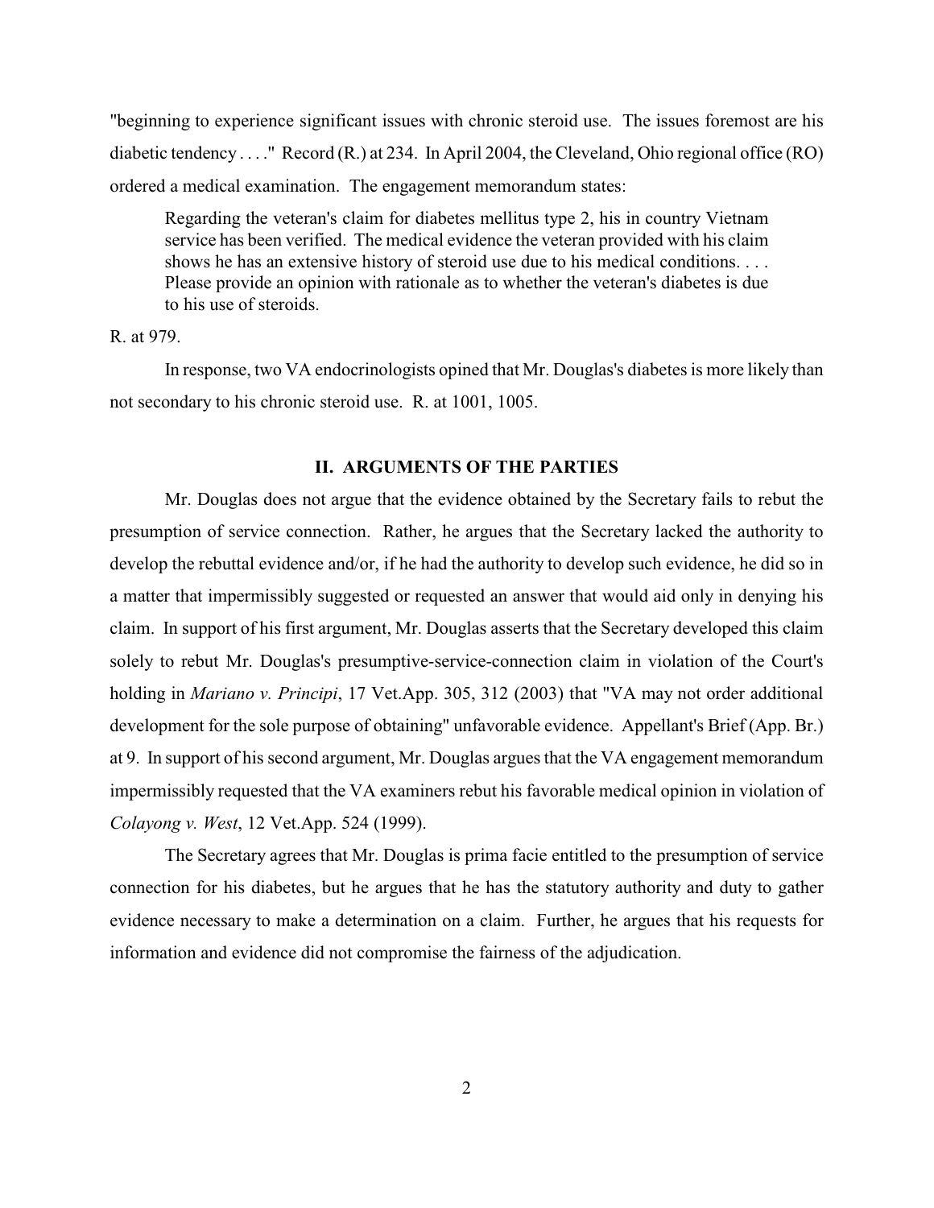"beginning to experience significant issues with chronic steroid use. The issues foremost are his diabetic tendency . . . ." Record (R.) at 234. In April 2004, the Cleveland, Ohio regional office (RO) ordered a medical examination. The engagement memorandum states:

> Regarding the veteran's claim for diabetes mellitus type 2, his in country Vietnam service has been verified. The medical evidence the veteran provided with his claim shows he has an extensive history of steroid use due to his medical conditions. . . . Please provide an opinion with rationale as to whether the veteran's diabetes is due to his use of steroids.

R. at 979.

In response, two VA endocrinologists opined that Mr. Douglas's diabetes is more likely than not secondary to his chronic steroid use. R. at 1001, 1005.

## II. ARGUMENTS OF THE PARTIES

Mr. Douglas does not argue that the evidence obtained by the Secretary fails to rebut the presumption of service connection. Rather, he argues that the Secretary lacked the authority to develop the rebuttal evidence and/or, if he had the authority to develop such evidence, he did so in a matter that impermissibly suggested or requested an answer that would aid only in denying his claim. In support of his first argument, Mr. Douglas asserts that the Secretary developed this claim solely to rebut Mr. Douglas's presumptive-service-connection claim in violation of the Court's holding in *Mariano v. Principi*, 17 Vet.App. 305, 312 (2003) that "VA may not order additional development for the sole purpose of obtaining" unfavorable evidence. Appellant's Brief (App. Br.) at 9. In support of his second argument, Mr. Douglas argues that the VA engagement memorandum impermissibly requested that the VA examiners rebut his favorable medical opinion in violation of *Colayong v. West*, 12 Vet.App. 524 (1999).

The Secretary agrees that Mr. Douglas is prima facie entitled to the presumption of service connection for his diabetes, but he argues that he has the statutory authority and duty to gather evidence necessary to make a determination on a claim. Further, he argues that his requests for information and evidence did not compromise the fairness of the adjudication.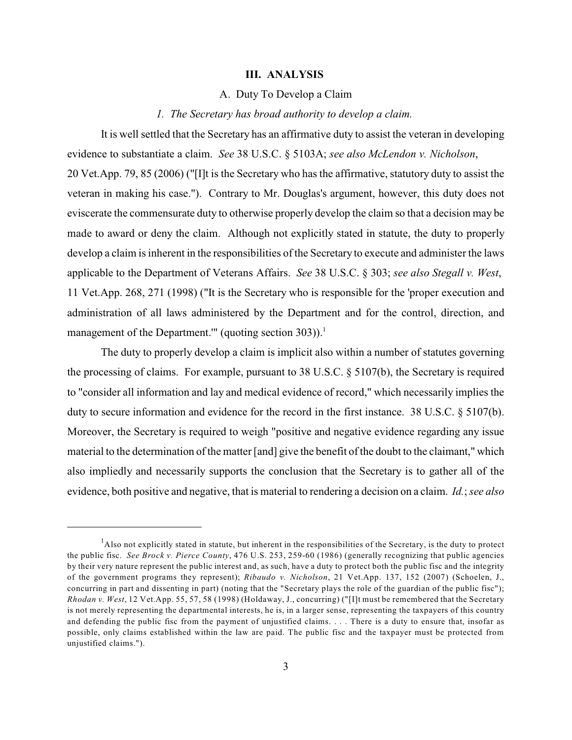## III. ANALYSIS

### A. Duty To Develop a Claim

#### *1. The Secretary has broad authority to develop a claim.*

It is well settled that the Secretary has an affirmative duty to assist the veteran in developing evidence to substantiate a claim. *See* 38 U.S.C. § 5103A; *see also McLendon v. Nicholson*, 20 Vet.App. 79, 85 (2006) ("[I]t is the Secretary who has the affirmative, statutory duty to assist the veteran in making his case."). Contrary to Mr. Douglas's argument, however, this duty does not eviscerate the commensurate duty to otherwise properly develop the claim so that a decision may be made to award or deny the claim. Although not explicitly stated in statute, the duty to properly develop a claim is inherent in the responsibilities of the Secretary to execute and administer the laws applicable to the Department of Veterans Affairs. *See* 38 U.S.C. § 303; *see also Stegall v. West*, 11 Vet.App. 268, 271 (1998) ("It is the Secretary who is responsible for the 'proper execution and administration of all laws administered by the Department and for the control, direction, and management of the Department.'" (quoting section 303)).[1]

The duty to properly develop a claim is implicit also within a number of statutes governing the processing of claims. For example, pursuant to 38 U.S.C. § 5107(b), the Secretary is required to "consider all information and lay and medical evidence of record," which necessarily implies the duty to secure information and evidence for the record in the first instance. 38 U.S.C. § 5107(b). Moreover, the Secretary is required to weigh "positive and negative evidence regarding any issue material to the determination of the matter [and] give the benefit of the doubt to the claimant," which also impliedly and necessarily supports the conclusion that the Secretary is to gather all of the evidence, both positive and negative, that is material to rendering a decision on a claim. *Id.*; *see also*

---

[1] Also not explicitly stated in statute, but inherent in the responsibilities of the Secretary, is the duty to protect the public fisc. *See Brock v. Pierce County*, 476 U.S. 253, 259-60 (1986) (generally recognizing that public agencies by their very nature represent the public interest and, as such, have a duty to protect both the public fisc and the integrity of the government programs they represent); *Ribaudo v. Nicholson*, 21 Vet.App. 137, 152 (2007) (Schoelen, J., concurring in part and dissenting in part) (noting that the "Secretary plays the role of the guardian of the public fisc"); *Rhodan v. West*, 12 Vet.App. 55, 57, 58 (1998) (Holdaway, J., concurring) ("[I]t must be remembered that the Secretary is not merely representing the departmental interests, he is, in a larger sense, representing the taxpayers of this country and defending the public fisc from the payment of unjustified claims. . . . There is a duty to ensure that, insofar as possible, only claims established within the law are paid. The public fisc and the taxpayer must be protected from unjustified claims.").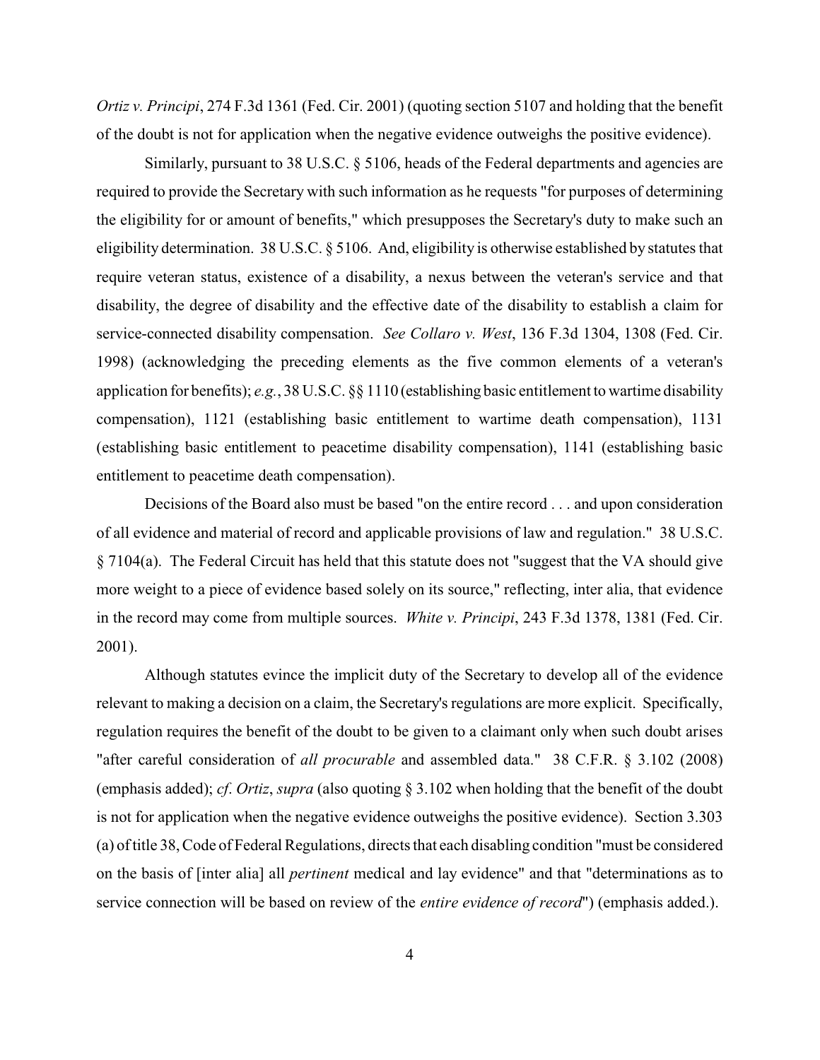*Ortiz v. Principi*, 274 F.3d 1361 (Fed. Cir. 2001) (quoting section 5107 and holding that the benefit of the doubt is not for application when the negative evidence outweighs the positive evidence).

Similarly, pursuant to 38 U.S.C. § 5106, heads of the Federal departments and agencies are required to provide the Secretary with such information as he requests "for purposes of determining the eligibility for or amount of benefits," which presupposes the Secretary's duty to make such an eligibility determination. 38 U.S.C. § 5106. And, eligibility is otherwise established by statutes that require veteran status, existence of a disability, a nexus between the veteran's service and that disability, the degree of disability and the effective date of the disability to establish a claim for service-connected disability compensation. *See Collaro v. West*, 136 F.3d 1304, 1308 (Fed. Cir. 1998) (acknowledging the preceding elements as the five common elements of a veteran's application for benefits); *e.g.*, 38 U.S.C. §§ 1110 (establishing basic entitlement to wartime disability compensation), 1121 (establishing basic entitlement to wartime death compensation), 1131 (establishing basic entitlement to peacetime disability compensation), 1141 (establishing basic entitlement to peacetime death compensation).

Decisions of the Board also must be based "on the entire record . . . and upon consideration of all evidence and material of record and applicable provisions of law and regulation." 38 U.S.C. § 7104(a). The Federal Circuit has held that this statute does not "suggest that the VA should give more weight to a piece of evidence based solely on its source," reflecting, inter alia, that evidence in the record may come from multiple sources. *White v. Principi*, 243 F.3d 1378, 1381 (Fed. Cir. 2001).

Although statutes evince the implicit duty of the Secretary to develop all of the evidence relevant to making a decision on a claim, the Secretary's regulations are more explicit. Specifically, regulation requires the benefit of the doubt to be given to a claimant only when such doubt arises "after careful consideration of *all procurable* and assembled data." 38 C.F.R. § 3.102 (2008) (emphasis added); *cf. Ortiz*, *supra* (also quoting § 3.102 when holding that the benefit of the doubt is not for application when the negative evidence outweighs the positive evidence). Section 3.303 (a) of title 38, Code of Federal Regulations, directs that each disabling condition "must be considered on the basis of [inter alia] all *pertinent* medical and lay evidence" and that "determinations as to service connection will be based on review of the *entire evidence of record*") (emphasis added.).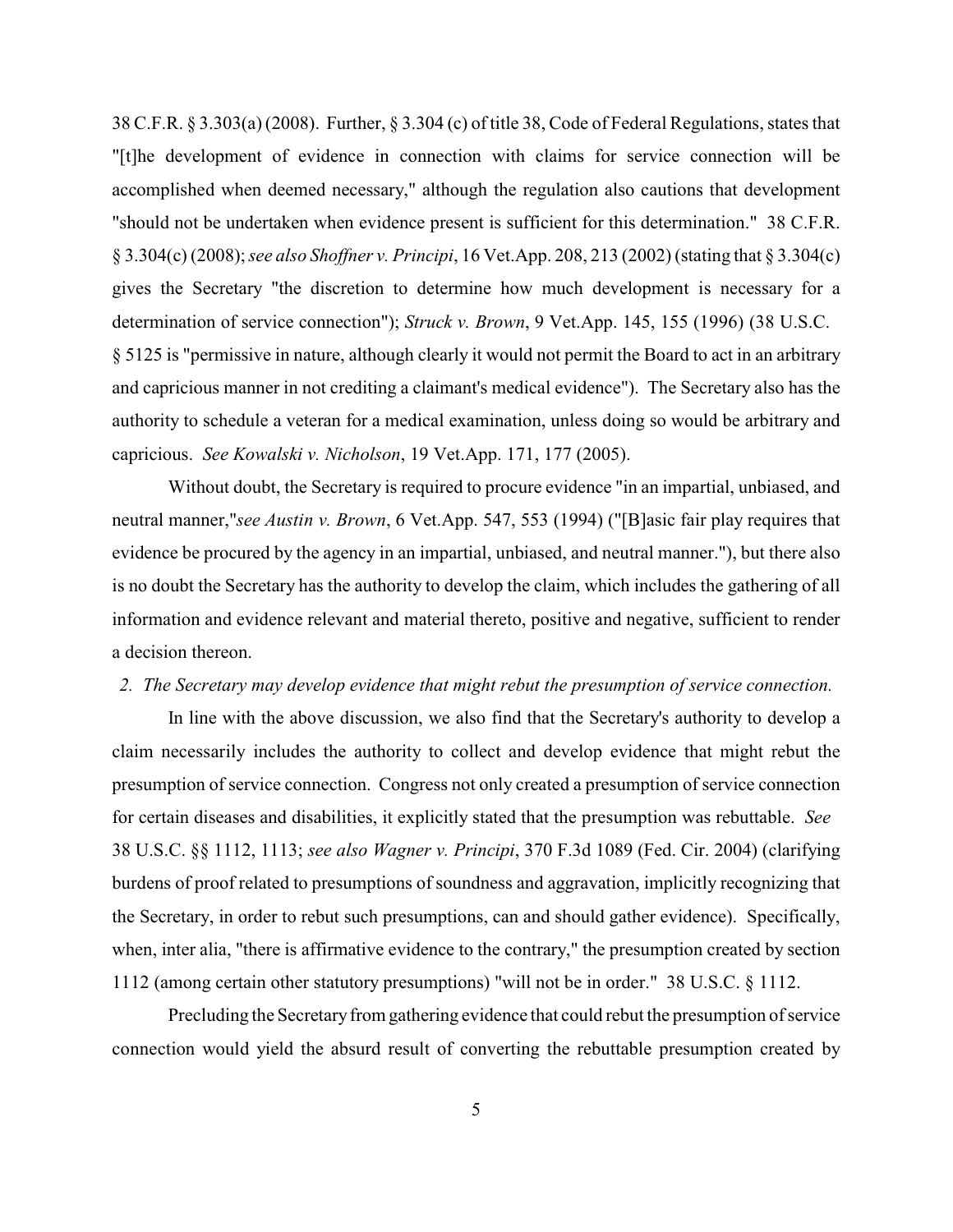38 C.F.R. § 3.303(a) (2008). Further, § 3.304 (c) of title 38, Code of Federal Regulations, states that "[t]he development of evidence in connection with claims for service connection will be accomplished when deemed necessary," although the regulation also cautions that development "should not be undertaken when evidence present is sufficient for this determination." 38 C.F.R. § 3.304(c) (2008); *see also Shoffner v. Principi*, 16 Vet.App. 208, 213 (2002) (stating that § 3.304(c) gives the Secretary "the discretion to determine how much development is necessary for a determination of service connection"); *Struck v. Brown*, 9 Vet.App. 145, 155 (1996) (38 U.S.C. § 5125 is "permissive in nature, although clearly it would not permit the Board to act in an arbitrary and capricious manner in not crediting a claimant's medical evidence"). The Secretary also has the authority to schedule a veteran for a medical examination, unless doing so would be arbitrary and capricious. *See Kowalski v. Nicholson*, 19 Vet.App. 171, 177 (2005).

Without doubt, the Secretary is required to procure evidence "in an impartial, unbiased, and neutral manner,"*see Austin v. Brown*, 6 Vet.App. 547, 553 (1994) ("[B]asic fair play requires that evidence be procured by the agency in an impartial, unbiased, and neutral manner."), but there also is no doubt the Secretary has the authority to develop the claim, which includes the gathering of all information and evidence relevant and material thereto, positive and negative, sufficient to render a decision thereon.

*2. The Secretary may develop evidence that might rebut the presumption of service connection.*

In line with the above discussion, we also find that the Secretary's authority to develop a claim necessarily includes the authority to collect and develop evidence that might rebut the presumption of service connection. Congress not only created a presumption of service connection for certain diseases and disabilities, it explicitly stated that the presumption was rebuttable. *See* 38 U.S.C. §§ 1112, 1113; *see also Wagner v. Principi*, 370 F.3d 1089 (Fed. Cir. 2004) (clarifying burdens of proof related to presumptions of soundness and aggravation, implicitly recognizing that the Secretary, in order to rebut such presumptions, can and should gather evidence). Specifically, when, inter alia, "there is affirmative evidence to the contrary," the presumption created by section 1112 (among certain other statutory presumptions) "will not be in order." 38 U.S.C. § 1112.

Precluding the Secretary from gathering evidence that could rebut the presumption of service connection would yield the absurd result of converting the rebuttable presumption created by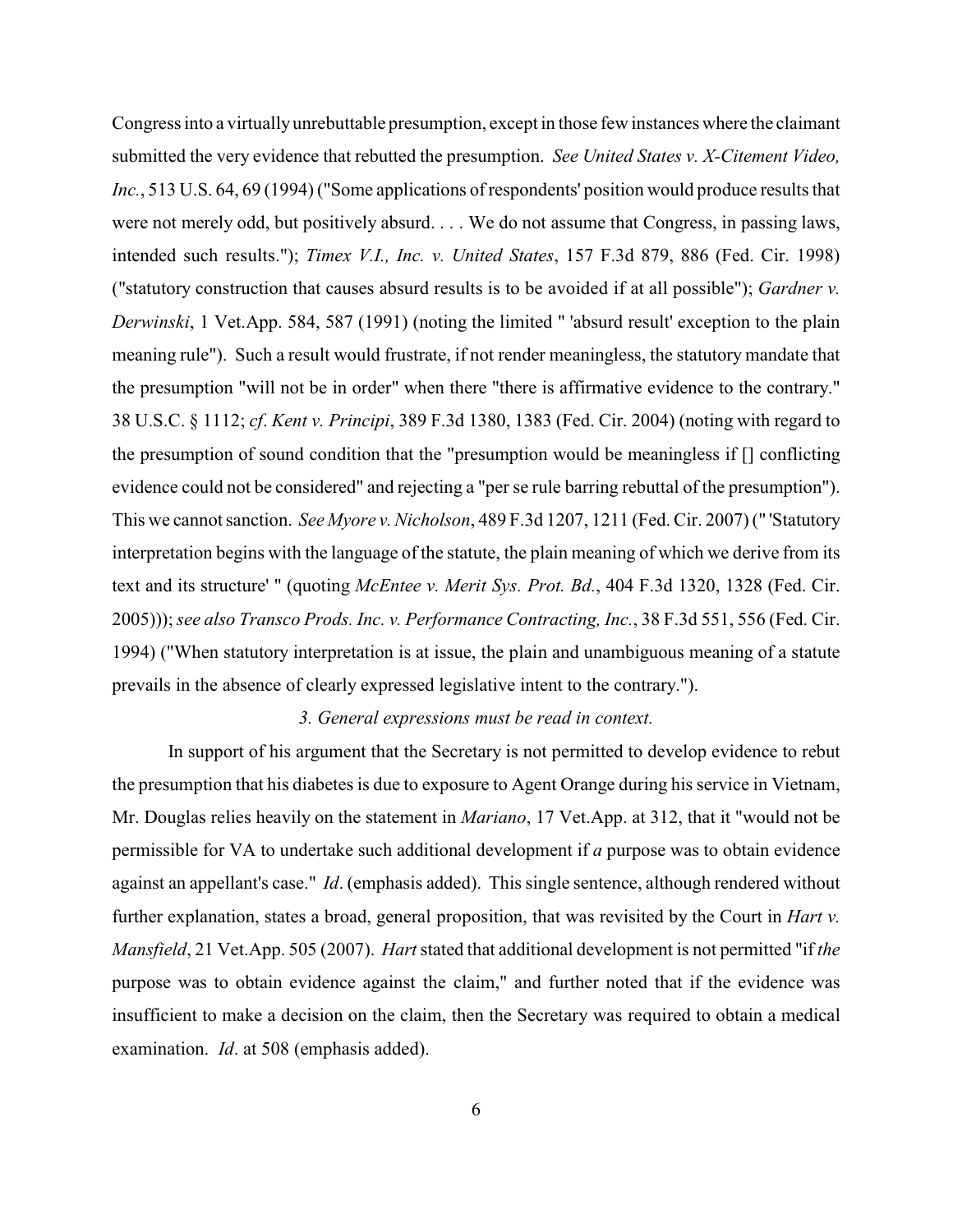Congress into a virtually unrebuttable presumption, except in those few instances where the claimant submitted the very evidence that rebutted the presumption. *See United States v. X-Citement Video, Inc.*, 513 U.S. 64, 69 (1994) ("Some applications of respondents' position would produce results that were not merely odd, but positively absurd. . . . We do not assume that Congress, in passing laws, intended such results."); *Timex V.I., Inc. v. United States*, 157 F.3d 879, 886 (Fed. Cir. 1998) ("statutory construction that causes absurd results is to be avoided if at all possible"); *Gardner v. Derwinski*, 1 Vet.App. 584, 587 (1991) (noting the limited " 'absurd result' exception to the plain meaning rule"). Such a result would frustrate, if not render meaningless, the statutory mandate that the presumption "will not be in order" when there "there is affirmative evidence to the contrary." 38 U.S.C. § 1112; *cf*. *Kent v. Principi*, 389 F.3d 1380, 1383 (Fed. Cir. 2004) (noting with regard to the presumption of sound condition that the "presumption would be meaningless if [] conflicting evidence could not be considered" and rejecting a "per se rule barring rebuttal of the presumption"). This we cannot sanction. *See Myore v. Nicholson*, 489 F.3d 1207, 1211 (Fed. Cir. 2007) (" 'Statutory interpretation begins with the language of the statute, the plain meaning of which we derive from its text and its structure' " (quoting *McEntee v. Merit Sys. Prot. Bd.*, 404 F.3d 1320, 1328 (Fed. Cir. 2005))); *see also Transco Prods. Inc. v. Performance Contracting, Inc.*, 38 F.3d 551, 556 (Fed. Cir. 1994) ("When statutory interpretation is at issue, the plain and unambiguous meaning of a statute prevails in the absence of clearly expressed legislative intent to the contrary.").

*3. General expressions must be read in context.*

In support of his argument that the Secretary is not permitted to develop evidence to rebut the presumption that his diabetes is due to exposure to Agent Orange during his service in Vietnam, Mr. Douglas relies heavily on the statement in *Mariano*, 17 Vet.App. at 312, that it "would not be permissible for VA to undertake such additional development if *a* purpose was to obtain evidence against an appellant's case." *Id*. (emphasis added). This single sentence, although rendered without further explanation, states a broad, general proposition, that was revisited by the Court in *Hart v. Mansfield*, 21 Vet.App. 505 (2007). *Hart* stated that additional development is not permitted "if *the* purpose was to obtain evidence against the claim," and further noted that if the evidence was insufficient to make a decision on the claim, then the Secretary was required to obtain a medical examination. *Id*. at 508 (emphasis added).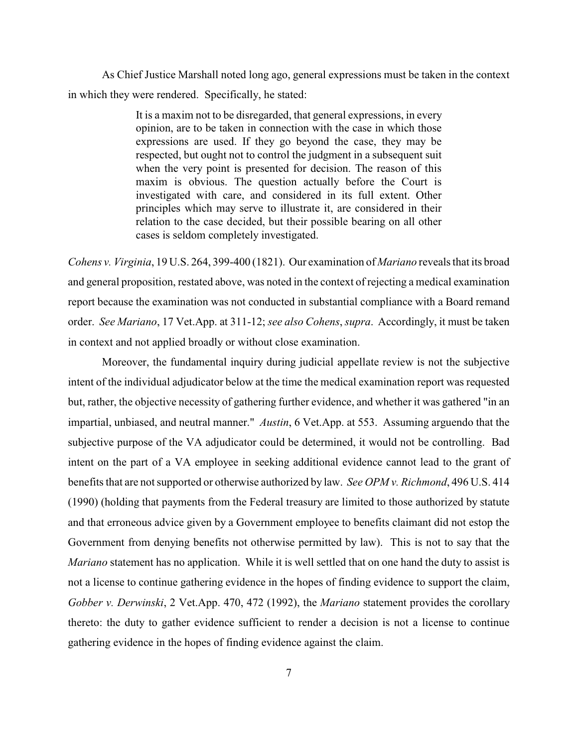As Chief Justice Marshall noted long ago, general expressions must be taken in the context in which they were rendered. Specifically, he stated:

> It is a maxim not to be disregarded, that general expressions, in every opinion, are to be taken in connection with the case in which those expressions are used. If they go beyond the case, they may be respected, but ought not to control the judgment in a subsequent suit when the very point is presented for decision. The reason of this maxim is obvious. The question actually before the Court is investigated with care, and considered in its full extent. Other principles which may serve to illustrate it, are considered in their relation to the case decided, but their possible bearing on all other cases is seldom completely investigated.

*Cohens v. Virginia*, 19 U.S. 264, 399-400 (1821). Our examination of *Mariano* reveals that its broad and general proposition, restated above, was noted in the context of rejecting a medical examination report because the examination was not conducted in substantial compliance with a Board remand order. *See Mariano*, 17 Vet.App. at 311-12; *see also Cohens*, *supra*. Accordingly, it must be taken in context and not applied broadly or without close examination.

Moreover, the fundamental inquiry during judicial appellate review is not the subjective intent of the individual adjudicator below at the time the medical examination report was requested but, rather, the objective necessity of gathering further evidence, and whether it was gathered "in an impartial, unbiased, and neutral manner." *Austin*, 6 Vet.App. at 553. Assuming arguendo that the subjective purpose of the VA adjudicator could be determined, it would not be controlling. Bad intent on the part of a VA employee in seeking additional evidence cannot lead to the grant of benefits that are not supported or otherwise authorized by law. *See OPM v. Richmond*, 496 U.S. 414 (1990) (holding that payments from the Federal treasury are limited to those authorized by statute and that erroneous advice given by a Government employee to benefits claimant did not estop the Government from denying benefits not otherwise permitted by law). This is not to say that the *Mariano* statement has no application. While it is well settled that on one hand the duty to assist is not a license to continue gathering evidence in the hopes of finding evidence to support the claim, *Gobber v. Derwinski*, 2 Vet.App. 470, 472 (1992), the *Mariano* statement provides the corollary thereto: the duty to gather evidence sufficient to render a decision is not a license to continue gathering evidence in the hopes of finding evidence against the claim.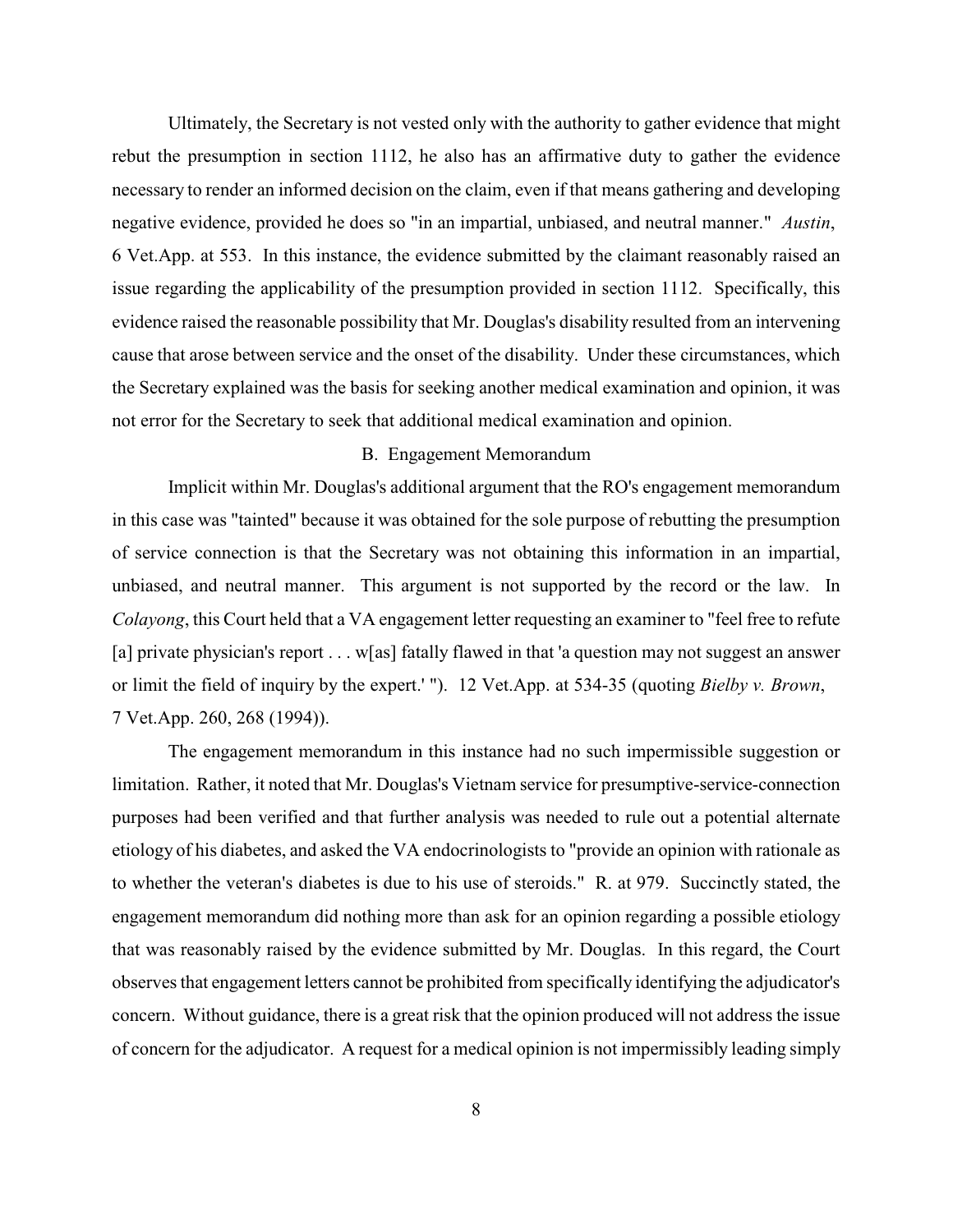Ultimately, the Secretary is not vested only with the authority to gather evidence that might rebut the presumption in section 1112, he also has an affirmative duty to gather the evidence necessary to render an informed decision on the claim, even if that means gathering and developing negative evidence, provided he does so "in an impartial, unbiased, and neutral manner." *Austin*, 6 Vet.App. at 553. In this instance, the evidence submitted by the claimant reasonably raised an issue regarding the applicability of the presumption provided in section 1112. Specifically, this evidence raised the reasonable possibility that Mr. Douglas's disability resulted from an intervening cause that arose between service and the onset of the disability. Under these circumstances, which the Secretary explained was the basis for seeking another medical examination and opinion, it was not error for the Secretary to seek that additional medical examination and opinion.

B. Engagement Memorandum

Implicit within Mr. Douglas's additional argument that the RO's engagement memorandum in this case was "tainted" because it was obtained for the sole purpose of rebutting the presumption of service connection is that the Secretary was not obtaining this information in an impartial, unbiased, and neutral manner. This argument is not supported by the record or the law. In *Colayong*, this Court held that a VA engagement letter requesting an examiner to "feel free to refute [a] private physician's report . . . w[as] fatally flawed in that 'a question may not suggest an answer or limit the field of inquiry by the expert.' "). 12 Vet.App. at 534-35 (quoting *Bielby v. Brown*, 7 Vet.App. 260, 268 (1994)).

The engagement memorandum in this instance had no such impermissible suggestion or limitation. Rather, it noted that Mr. Douglas's Vietnam service for presumptive-service-connection purposes had been verified and that further analysis was needed to rule out a potential alternate etiology of his diabetes, and asked the VA endocrinologists to "provide an opinion with rationale as to whether the veteran's diabetes is due to his use of steroids." R. at 979. Succinctly stated, the engagement memorandum did nothing more than ask for an opinion regarding a possible etiology that was reasonably raised by the evidence submitted by Mr. Douglas. In this regard, the Court observes that engagement letters cannot be prohibited from specifically identifying the adjudicator's concern. Without guidance, there is a great risk that the opinion produced will not address the issue of concern for the adjudicator. A request for a medical opinion is not impermissibly leading simply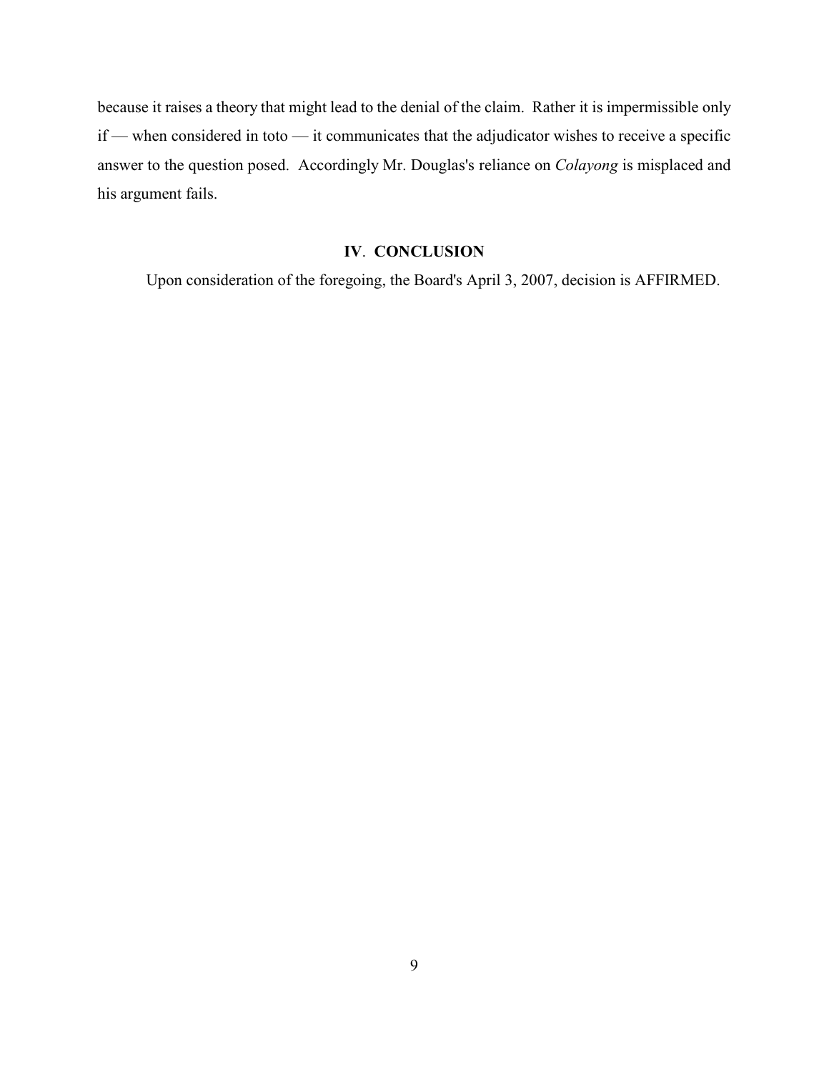because it raises a theory that might lead to the denial of the claim. Rather it is impermissible only if — when considered in toto — it communicates that the adjudicator wishes to receive a specific answer to the question posed. Accordingly Mr. Douglas's reliance on *Colayong* is misplaced and his argument fails.

## IV. CONCLUSION

Upon consideration of the foregoing, the Board's April 3, 2007, decision is AFFIRMED.